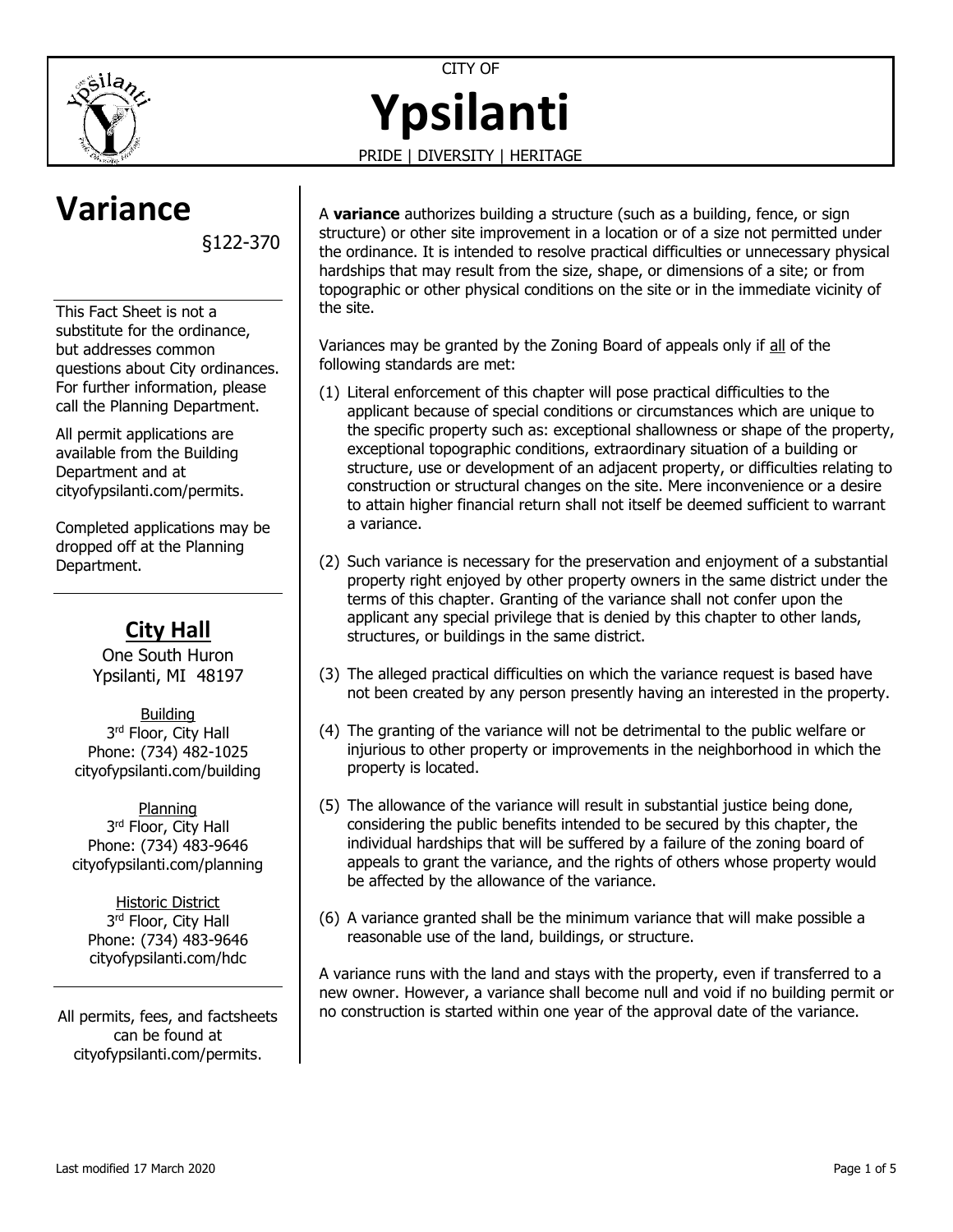CITY OF

# Ypsilanti

PRIDE | DIVERSITY | HERITAGE

## Variance

§122-370

This Fact Sheet is not a substitute for the ordinance, but addresses common questions about City ordinances. For further information, please call the Planning Department.

All permit applications are available from the Building Department and at cityofypsilanti.com/permits.

Completed applications may be dropped off at the Planning Department.

### City Hall

One South Huron
Ypsilanti, MI 48197

Building
3rd Floor, City Hall
Phone: (734) 482-1025
cityofypsilanti.com/building

Planning
3rd Floor, City Hall
Phone: (734) 483-9646
cityofypsilanti.com/planning

Historic District
3rd Floor, City Hall
Phone: (734) 483-9646
cityofypsilanti.com/hdc

All permits, fees, and factsheets can be found at cityofypsilanti.com/permits.

A **variance** authorizes building a structure (such as a building, fence, or sign structure) or other site improvement in a location or of a size not permitted under the ordinance. It is intended to resolve practical difficulties or unnecessary physical hardships that may result from the size, shape, or dimensions of a site; or from topographic or other physical conditions on the site or in the immediate vicinity of the site.

Variances may be granted by the Zoning Board of appeals only if all of the following standards are met:

(1) Literal enforcement of this chapter will pose practical difficulties to the applicant because of special conditions or circumstances which are unique to the specific property such as: exceptional shallowness or shape of the property, exceptional topographic conditions, extraordinary situation of a building or structure, use or development of an adjacent property, or difficulties relating to construction or structural changes on the site. Mere inconvenience or a desire to attain higher financial return shall not itself be deemed sufficient to warrant a variance.

(2) Such variance is necessary for the preservation and enjoyment of a substantial property right enjoyed by other property owners in the same district under the terms of this chapter. Granting of the variance shall not confer upon the applicant any special privilege that is denied by this chapter to other lands, structures, or buildings in the same district.

(3) The alleged practical difficulties on which the variance request is based have not been created by any person presently having an interested in the property.

(4) The granting of the variance will not be detrimental to the public welfare or injurious to other property or improvements in the neighborhood in which the property is located.

(5) The allowance of the variance will result in substantial justice being done, considering the public benefits intended to be secured by this chapter, the individual hardships that will be suffered by a failure of the zoning board of appeals to grant the variance, and the rights of others whose property would be affected by the allowance of the variance.

(6) A variance granted shall be the minimum variance that will make possible a reasonable use of the land, buildings, or structure.

A variance runs with the land and stays with the property, even if transferred to a new owner. However, a variance shall become null and void if no building permit or no construction is started within one year of the approval date of the variance.

Last modified 17 March 2020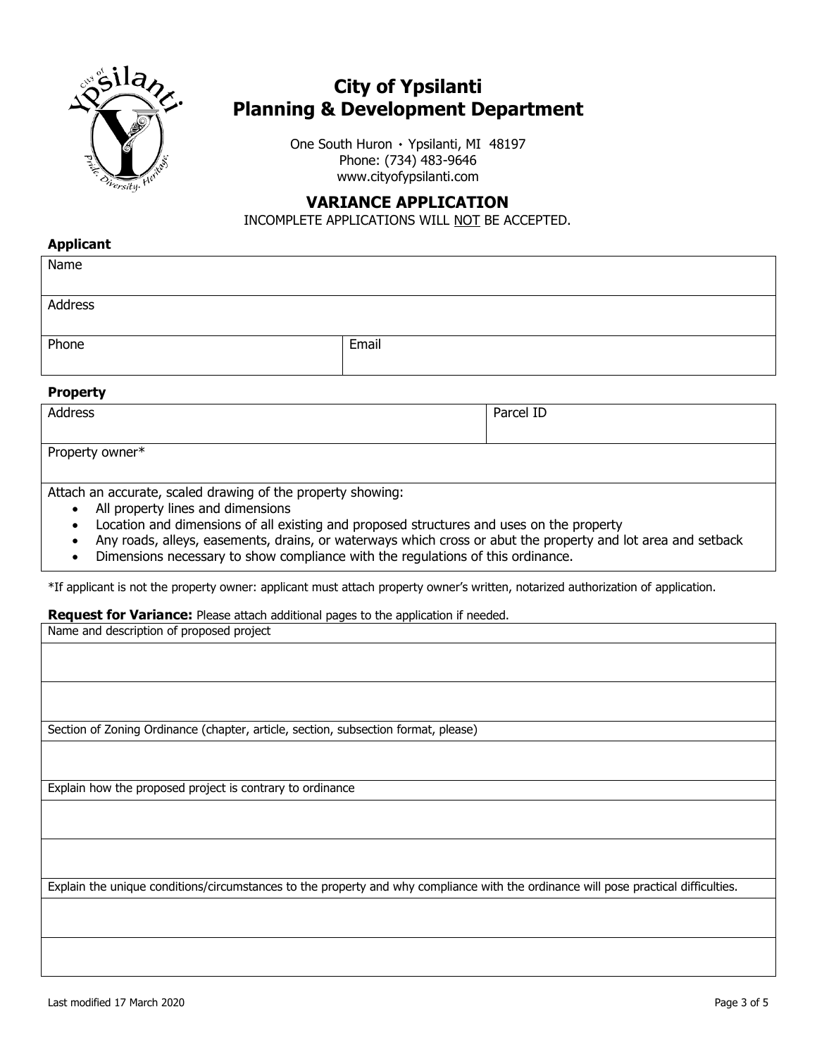# City of Ypsilanti
# Planning & Development Department

One South Huron • Ypsilanti, MI 48197
Phone: (734) 483-9646
www.cityofypsilanti.com

## VARIANCE APPLICATION

INCOMPLETE APPLICATIONS WILL NOT BE ACCEPTED.

**Applicant**

| Name | |
|---|---|
| Address | |
| Phone | Email |

**Property**

| Address | Parcel ID |
|---|---|
| Property owner* | |

Attach an accurate, scaled drawing of the property showing:

- All property lines and dimensions
- Location and dimensions of all existing and proposed structures and uses on the property
- Any roads, alleys, easements, drains, or waterways which cross or abut the property and lot area and setback
- Dimensions necessary to show compliance with the regulations of this ordinance.

*If applicant is not the property owner: applicant must attach property owner's written, notarized authorization of application.

**Request for Variance:** Please attach additional pages to the application if needed.

| Name and description of proposed project |
|---|
| |
| |

| Section of Zoning Ordinance (chapter, article, section, subsection format, please) |
|---|
| |

| Explain how the proposed project is contrary to ordinance |
|---|
| |
| |

| Explain the unique conditions/circumstances to the property and why compliance with the ordinance will pose practical difficulties. |
|---|
| |
| |

Last modified 17 March 2020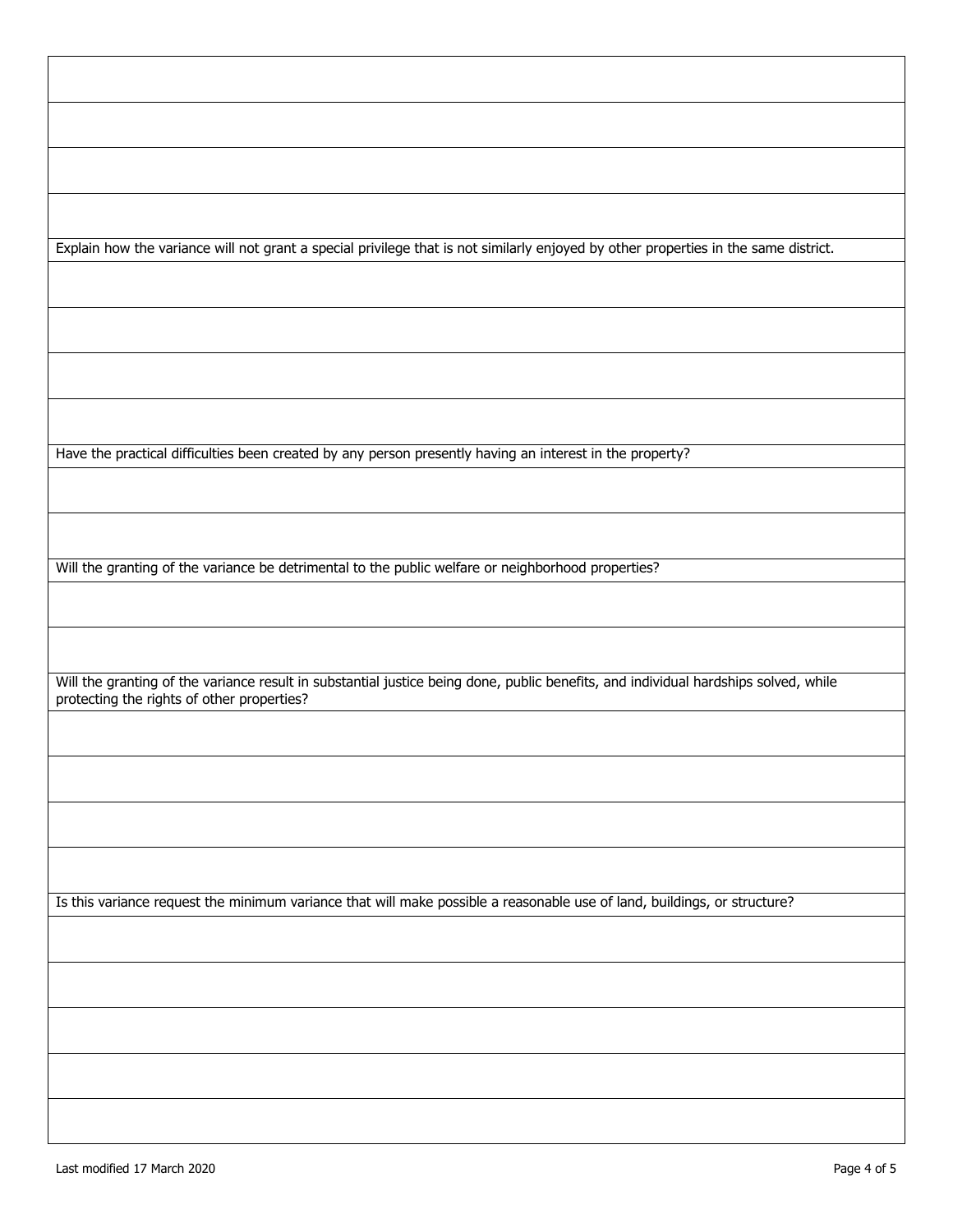Explain how the variance will not grant a special privilege that is not similarly enjoyed by other properties in the same district.

Have the practical difficulties been created by any person presently having an interest in the property?

Will the granting of the variance be detrimental to the public welfare or neighborhood properties?

Will the granting of the variance result in substantial justice being done, public benefits, and individual hardships solved, while protecting the rights of other properties?

Is this variance request the minimum variance that will make possible a reasonable use of land, buildings, or structure?

Last modified 17 March 2020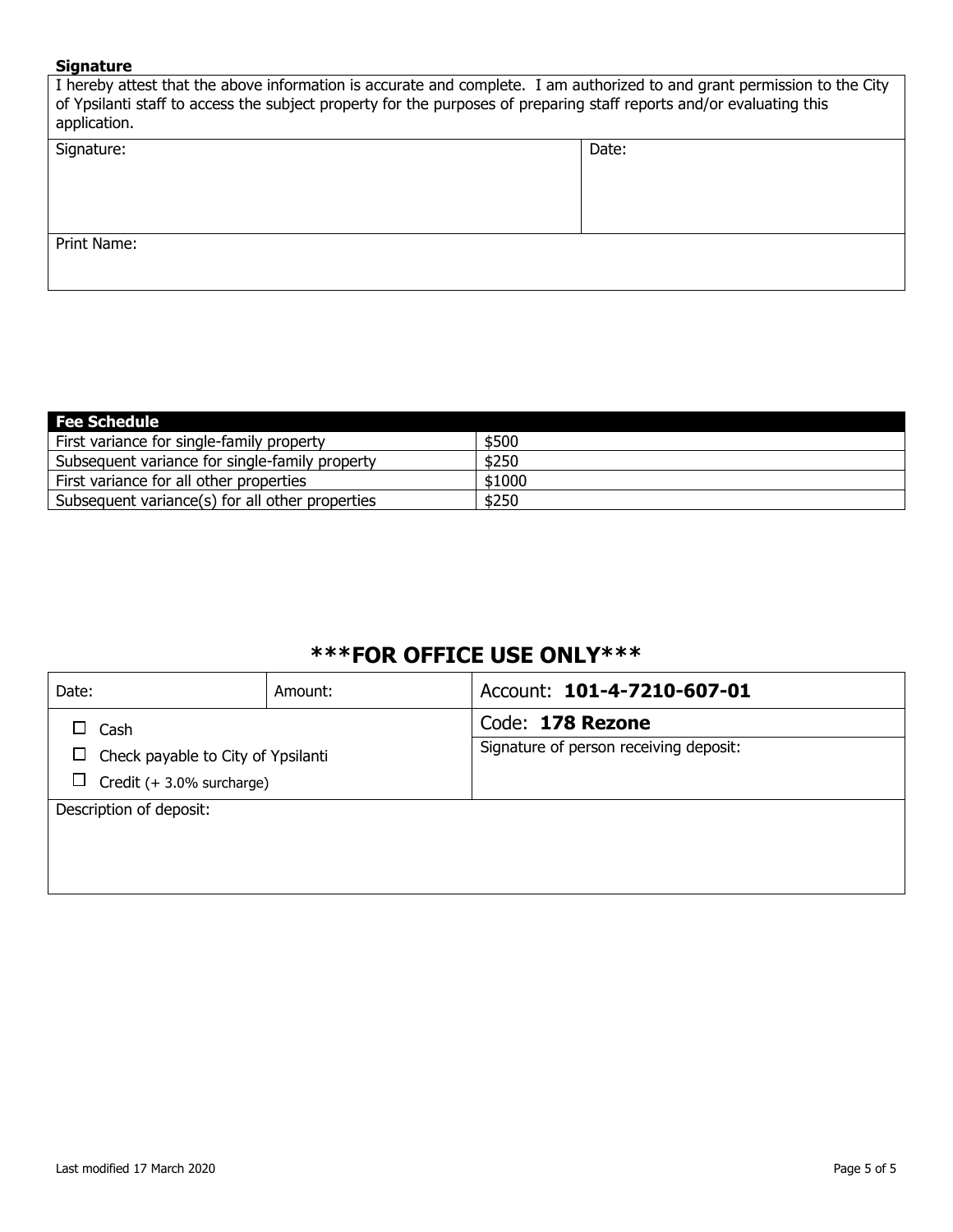**Signature**

| |
|---|
| I hereby attest that the above information is accurate and complete. I am authorized to and grant permission to the City of Ypsilanti staff to access the subject property for the purposes of preparing staff reports and/or evaluating this application. |

| Signature: | Date: |
|---|---|
| Print Name: | |

| Fee Schedule | |
|---|---|
| First variance for single-family property | $500 |
| Subsequent variance for single-family property | $250 |
| First variance for all other properties | $1000 |
| Subsequent variance(s) for all other properties | $250 |

## ***FOR OFFICE USE ONLY***

| Date: | Amount: | Account: **101-4-7210-607-01** |
|---|---|---|
| ☐ Cash<br>☐ Check payable to City of Ypsilanti<br>☐ Credit (+ 3.0% surcharge) | | Code: **178 Rezone**<br>Signature of person receiving deposit: |
| Description of deposit: | | |

Last modified 17 March 2020